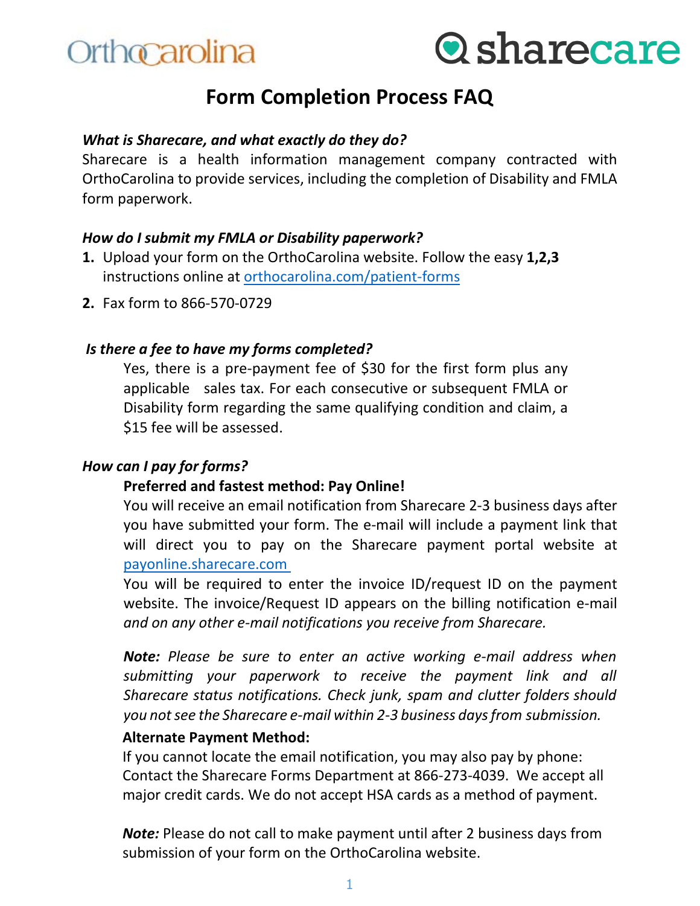OrthoCarolina sharecare

# Form Completion Process FAQ

***What is Sharecare, and what exactly do they do?***

Sharecare is a health information management company contracted with OrthoCarolina to provide services, including the completion of Disability and FMLA form paperwork.

***How do I submit my FMLA or Disability paperwork?***

1. Upload your form on the OrthoCarolina website. Follow the easy **1,2,3** instructions online at orthocarolina.com/patient-forms
2. Fax form to 866-570-0729

***Is there a fee to have my forms completed?***

Yes, there is a pre-payment fee of $30 for the first form plus any applicable sales tax. For each consecutive or subsequent FMLA or Disability form regarding the same qualifying condition and claim, a $15 fee will be assessed.

***How can I pay for forms?***

**Preferred and fastest method: Pay Online!**

You will receive an email notification from Sharecare 2-3 business days after you have submitted your form. The e-mail will include a payment link that will direct you to pay on the Sharecare payment portal website at payonline.sharecare.com

You will be required to enter the invoice ID/request ID on the payment website. The invoice/Request ID appears on the billing notification e-mail *and on any other e-mail notifications you receive from Sharecare.*

***Note:*** *Please be sure to enter an active working e-mail address when submitting your paperwork to receive the payment link and all Sharecare status notifications. Check junk, spam and clutter folders should you not see the Sharecare e-mail within 2-3 business days from submission.*

**Alternate Payment Method:**

If you cannot locate the email notification, you may also pay by phone: Contact the Sharecare Forms Department at 866-273-4039. We accept all major credit cards. We do not accept HSA cards as a method of payment.

***Note:*** Please do not call to make payment until after 2 business days from submission of your form on the OrthoCarolina website.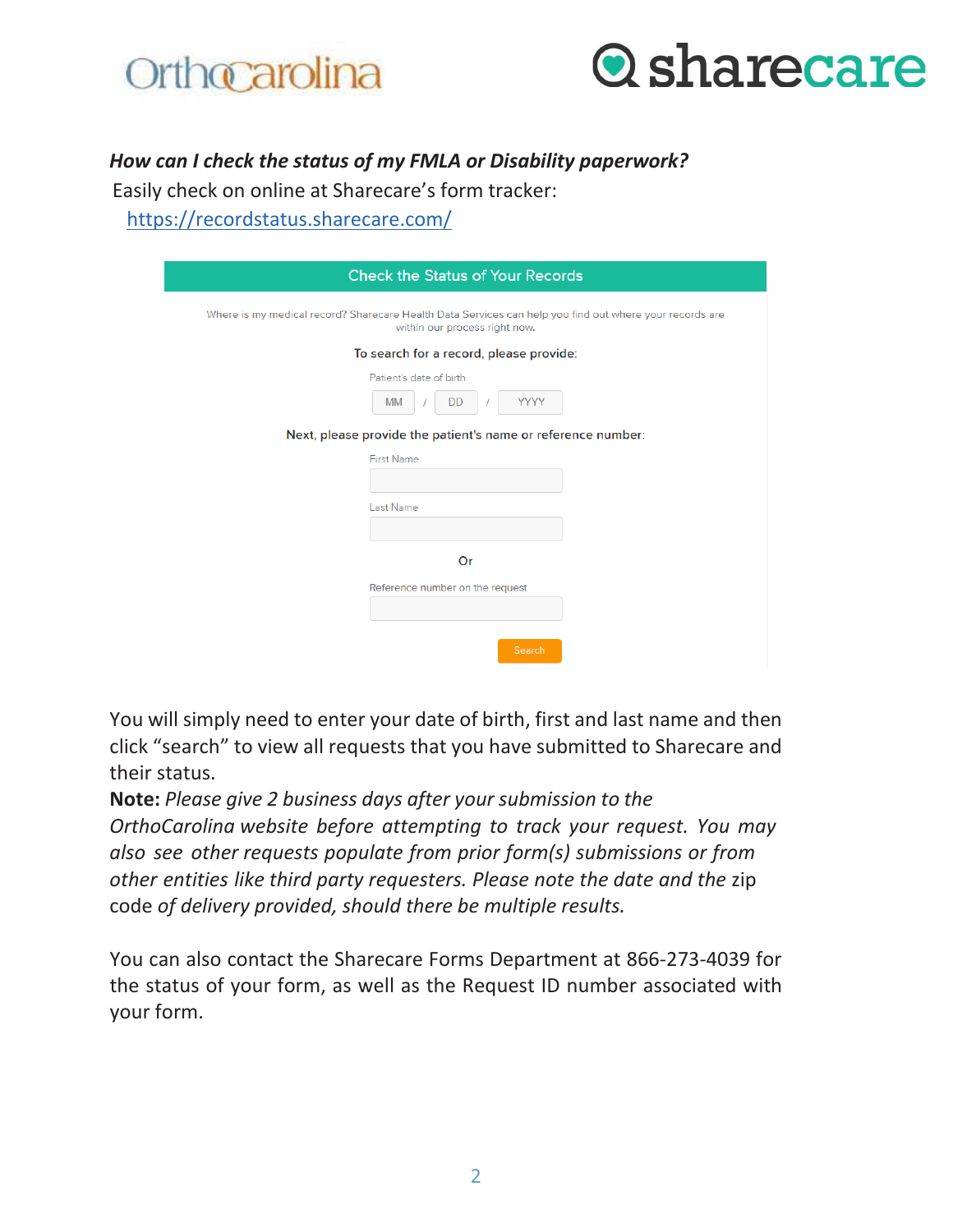***How can I check the status of my FMLA or Disability paperwork?***

Easily check on online at Sharecare's form tracker:
https://recordstatus.sharecare.com/

**Check the Status of Your Records**

Where is my medical record? Sharecare Health Data Services can help you find out where your records are within our process right now.

To search for a record, please provide:

Patient's date of birth

MM / DD / YYYY

Next, please provide the patient's name or reference number:

First Name

Last Name

Or

Reference number on the request

Search

You will simply need to enter your date of birth, first and last name and then click "search" to view all requests that you have submitted to Sharecare and their status.

**Note:** *Please give 2 business days after your submission to the OrthoCarolina website before attempting to track your request. You may also see other requests populate from prior form(s) submissions or from other entities like third party requesters. Please note the date and the* zip code *of delivery provided, should there be multiple results.*

You can also contact the Sharecare Forms Department at 866-273-4039 for the status of your form, as well as the Request ID number associated with your form.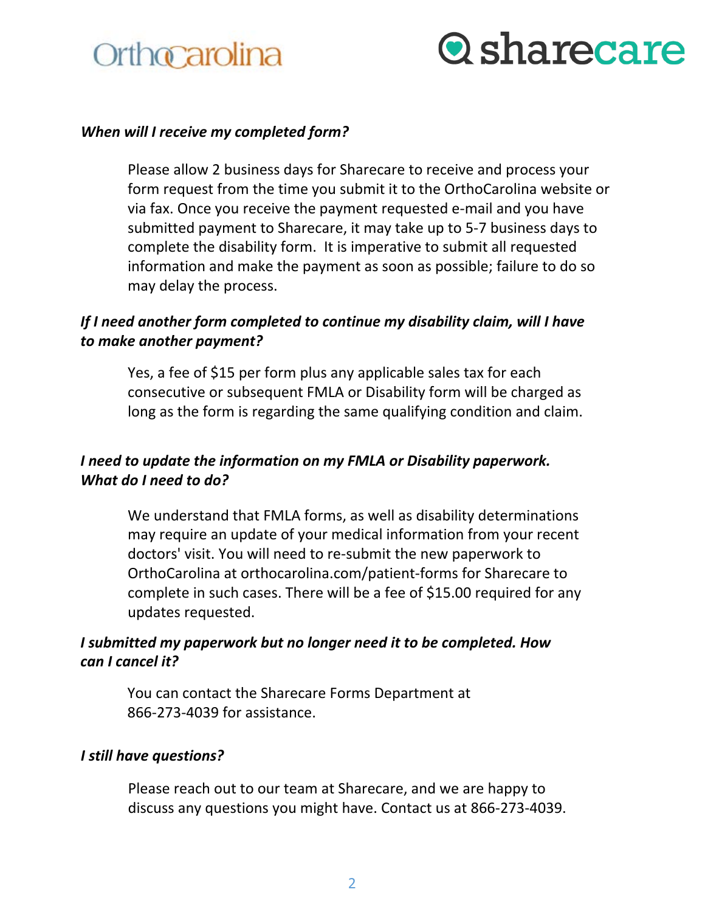***When will I receive my completed form?***

Please allow 2 business days for Sharecare to receive and process your form request from the time you submit it to the OrthoCarolina website or via fax. Once you receive the payment requested e-mail and you have submitted payment to Sharecare, it may take up to 5-7 business days to complete the disability form. It is imperative to submit all requested information and make the payment as soon as possible; failure to do so may delay the process.

***If I need another form completed to continue my disability claim, will I have to make another payment?***

Yes, a fee of $15 per form plus any applicable sales tax for each consecutive or subsequent FMLA or Disability form will be charged as long as the form is regarding the same qualifying condition and claim.

***I need to update the information on my FMLA or Disability paperwork. What do I need to do?***

We understand that FMLA forms, as well as disability determinations may require an update of your medical information from your recent doctors' visit. You will need to re-submit the new paperwork to OrthoCarolina at orthocarolina.com/patient-forms for Sharecare to complete in such cases. There will be a fee of $15.00 required for any updates requested.

***I submitted my paperwork but no longer need it to be completed. How can I cancel it?***

You can contact the Sharecare Forms Department at 866-273-4039 for assistance.

***I still have questions?***

Please reach out to our team at Sharecare, and we are happy to discuss any questions you might have. Contact us at 866-273-4039.